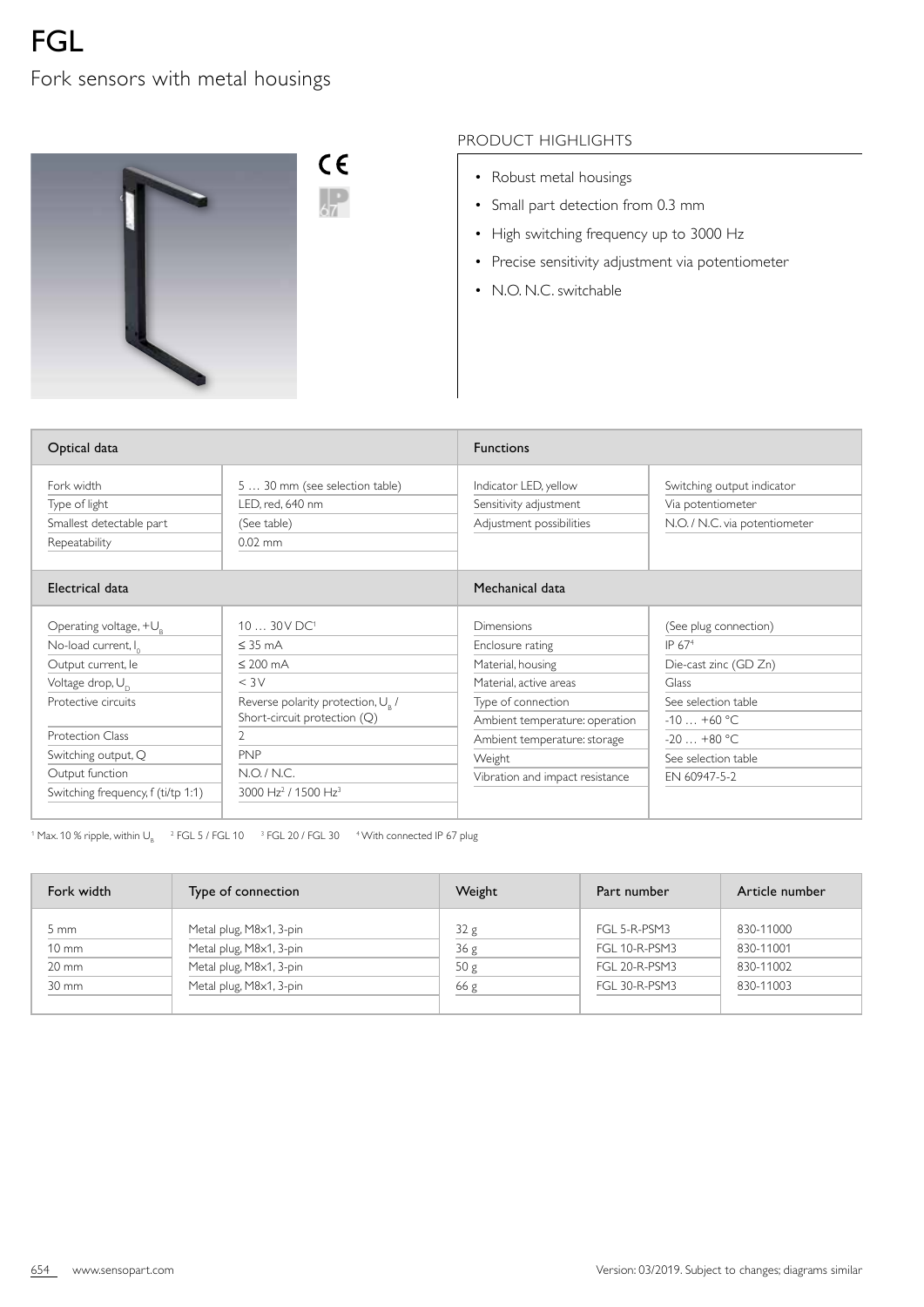# FGL

## Fork sensors with metal housings

### PRODUCT HIGHLIGHTS

- Robust metal housings
- Small part detection from 0.3 mm
- High switching frequency up to 3000 Hz
- Precise sensitivity adjustment via potentiometer
- N.O. N.C. switchable

| Optical data | | Functions | |
|---|---|---|---|
| Fork width | 5 … 30 mm (see selection table) | Indicator LED, yellow | Switching output indicator |
| Type of light | LED, red, 640 nm | Sensitivity adjustment | Via potentiometer |
| Smallest detectable part | (See table) | Adjustment possibilities | N.O. / N.C. via potentiometer |
| Repeatability | 0.02 mm | | |

| Electrical data | | Mechanical data | |
|---|---|---|---|
| Operating voltage, $+U_B$ | 10 … 30 V DC[1] | Dimensions | (See plug connection) |
| No-load current, $I_0$ | ≤ 35 mA | Enclosure rating | IP 67[4] |
| Output current, Ie | ≤ 200 mA | Material, housing | Die-cast zinc (GD Zn) |
| Voltage drop, $U_D$ | < 3 V | Material, active areas | Glass |
| Protective circuits | Reverse polarity protection, $U_B$ / Short-circuit protection (Q) | Type of connection | See selection table |
| Protection Class | 2 | Ambient temperature: operation | -10 … +60 °C |
| Switching output, Q | PNP | Ambient temperature: storage | -20 … +80 °C |
| Output function | N.O. / N.C. | Weight | See selection table |
| Switching frequency, f (ti/tp 1:1) | 3000 Hz[2] / 1500 Hz[3] | Vibration and impact resistance | EN 60947-5-2 |

[1] Max. 10 % ripple, within $U_B$ [2] FGL 5 / FGL 10 [3] FGL 20 / FGL 30 [4] With connected IP 67 plug

| Fork width | Type of connection | Weight | Part number | Article number |
|---|---|---|---|---|
| 5 mm | Metal plug, M8x1, 3-pin | 32 g | FGL 5-R-PSM3 | 830-11000 |
| 10 mm | Metal plug, M8x1, 3-pin | 36 g | FGL 10-R-PSM3 | 830-11001 |
| 20 mm | Metal plug, M8x1, 3-pin | 50 g | FGL 20-R-PSM3 | 830-11002 |
| 30 mm | Metal plug, M8x1, 3-pin | 66 g | FGL 30-R-PSM3 | 830-11003 |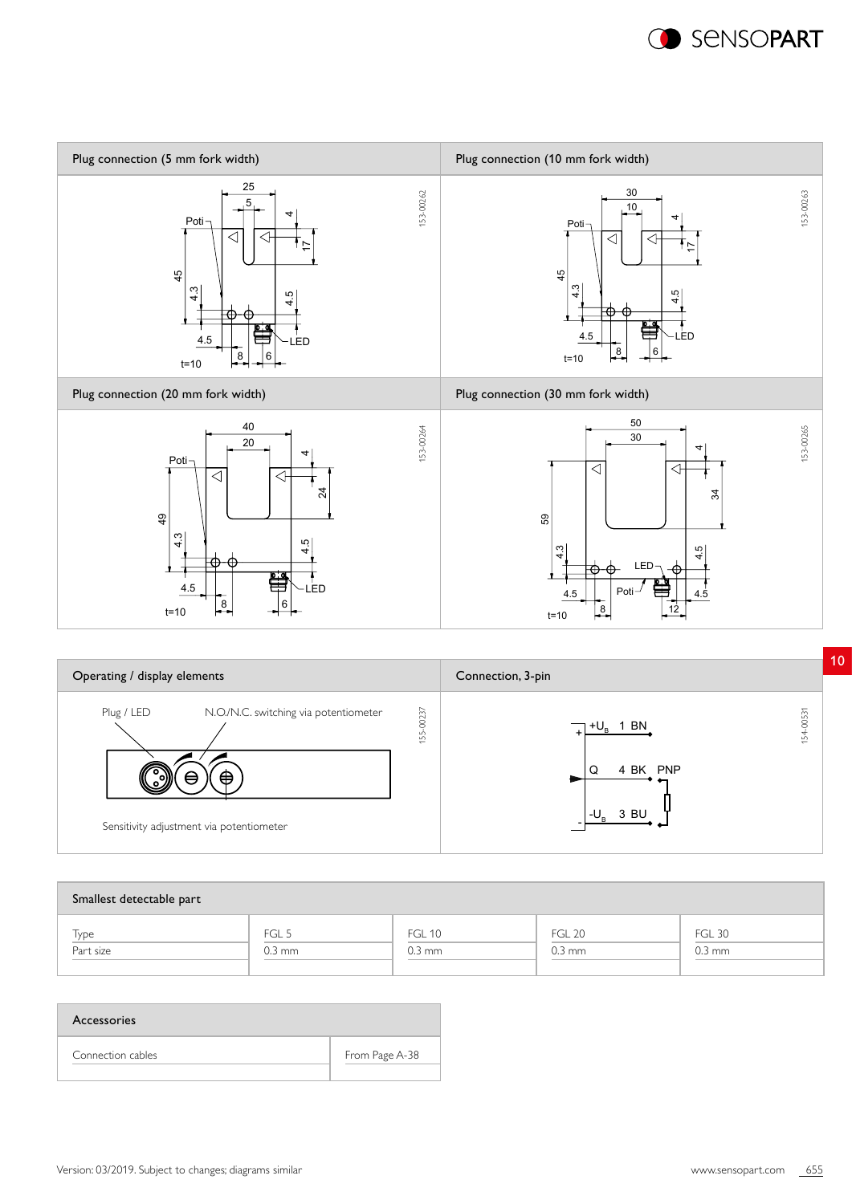| Plug connection (5 mm fork width) | Plug connection (10 mm fork width) |
|---|---|
| | |

25
5
4
Poti
17
45
4.3
4.5
LED
4.5
8
6
t=10
153-00262

30
10
4
Poti
17
45
4.3
4.5
LED
4.5
8
6
t=10
153-00263

| Plug connection (20 mm fork width) | Plug connection (30 mm fork width) |
|---|---|
| | |

40
20
4
Poti
24
49
4.3
4.5
LED
4.5
8
6
t=10
153-00264

50
30
4
34
59
4.3
LED
4.5
Poti
4.5
4.5
8
12
t=10
153-00265

| Operating / display elements | Connection, 3-pin |
|---|---|
| | |

Plug / LED
N.O./N.C. switching via potentiometer
Sensitivity adjustment via potentiometer
155-00237

+ $+U_B$ 1 BN
Q 4 BK PNP
- $-U_B$ 3 BU
154-00531

## Smallest detectable part

| Type | FGL 5 | FGL 10 | FGL 20 | FGL 30 |
|---|---|---|---|---|
| Part size | 0.3 mm | 0.3 mm | 0.3 mm | 0.3 mm |

## Accessories

| | |
|---|---|
| Connection cables | From Page A-38 |

Version: 03/2019. Subject to changes; diagrams similar